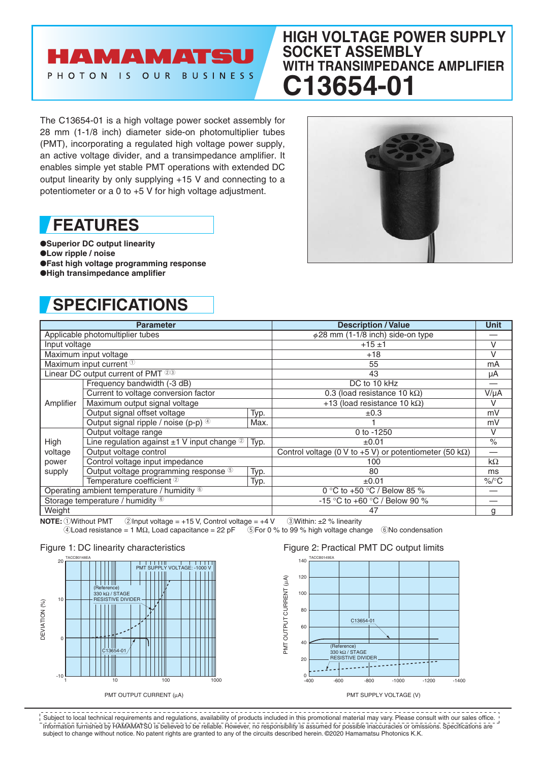# HAMAMATSU

PHOTON IS OUR BUSINESS

# HIGH VOLTAGE POWER SUPPLY SOCKET ASSEMBLY WITH TRANSIMPEDANCE AMPLIFIER

# C13654-01

The C13654-01 is a high voltage power socket assembly for 28 mm (1-1/8 inch) diameter side-on photomultiplier tubes (PMT), incorporating a regulated high voltage power supply, an active voltage divider, and a transimpedance amplifier. It enables simple yet stable PMT operations with extended DC output linearity by only supplying +15 V and connecting to a potentiometer or a 0 to +5 V for high voltage adjustment.

## FEATURES

- Superior DC output linearity
- Low ripple / noise
- Fast high voltage programming response
- High transimpedance amplifier

## SPECIFICATIONS

| Parameter | | | Description / Value | Unit |
|---|---|---|---|---|
| Applicable photomultiplier tubes | | | $\phi$28 mm (1-1/8 inch) side-on type | — |
| Input voltage | | | +15 ±1 | V |
| Maximum input voltage | | | +18 | V |
| Maximum input current ① | | | 55 | mA |
| Linear DC output current of PMT ②③ | | | 43 | μA |
| Amplifier | Frequency bandwidth (-3 dB) | | DC to 10 kHz | — |
| | Current to voltage conversion factor | | 0.3 (load resistance 10 kΩ) | V/μA |
| | Maximum output signal voltage | | +13 (load resistance 10 kΩ) | V |
| | Output signal offset voltage | Typ. | ±0.3 | mV |
| | Output signal ripple / noise (p-p) ④ | Max. | 1 | mV |
| High voltage power supply | Output voltage range | | 0 to -1250 | V |
| | Line regulation against ±1 V input change ② | Typ. | ±0.01 | % |
| | Output voltage control | | Control voltage (0 V to +5 V) or potentiometer (50 kΩ) | — |
| | Control voltage input impedance | | 100 | kΩ |
| | Output voltage programming response ⑤ | Typ. | 80 | ms |
| | Temperature coefficient ② | Typ. | ±0.01 | %/°C |
| Operating ambient temperature / humidity ⑥ | | | 0 °C to +50 °C / Below 85 % | — |
| Storage temperature / humidity ⑥ | | | -15 °C to +60 °C / Below 90 % | — |
| Weight | | | 47 | g |

**NOTE:** ①Without PMT ②Input voltage = +15 V, Control voltage = +4 V ③Within: ±2 % linearity ④Load resistance = 1 MΩ, Load capacitance = 22 pF ⑤For 0 % to 99 % high voltage change ⑥No condensation

Figure 1: DC linearity characteristics

Figure 2: Practical PMT DC output limits

Subject to local technical requirements and regulations, availability of products included in this promotional material may vary. Please consult with our sales office. Information furnished by HAMAMATSU is believed to be reliable. However, no responsibility is assumed for possible inaccuracies or omissions. Specifications are subject to change without notice. No patent rights are granted to any of the circuits described herein. ©2020 Hamamatsu Photonics K.K.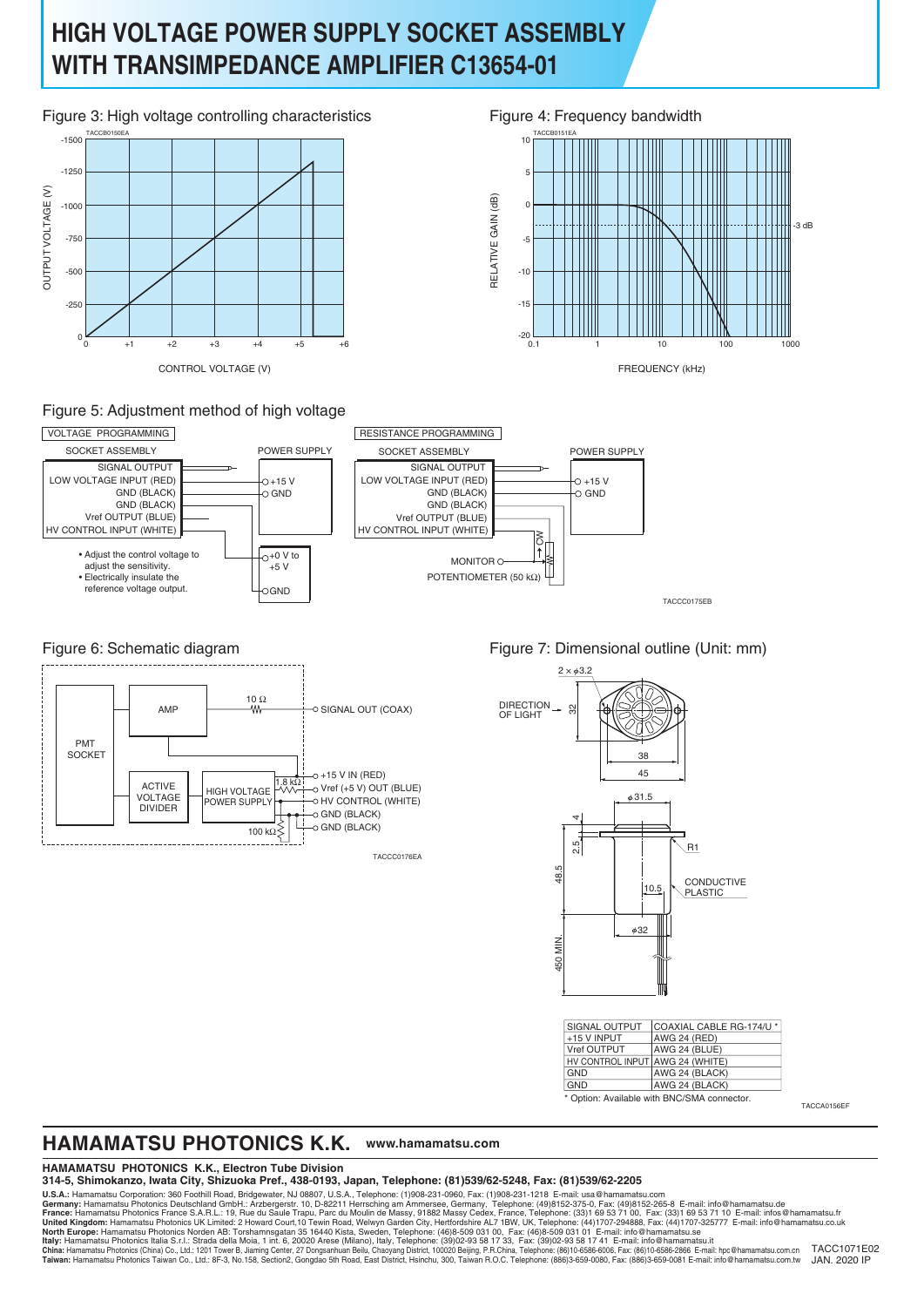# HIGH VOLTAGE POWER SUPPLY SOCKET ASSEMBLY WITH TRANSIMPEDANCE AMPLIFIER C13654-01

Figure 3: High voltage controlling characteristics

TACCB0150EA

OUTPUT VOLTAGE (V)

-1500, -1250, -1000, -750, -500, -250, 0

CONTROL VOLTAGE (V)

0, +1, +2, +3, +4, +5, +6

Figure 4: Frequency bandwidth

TACCB0151EA

RELATIVE GAIN (dB)

10, 5, 0, -5, -10, -15, -20

-3 dB

FREQUENCY (kHz)

0.1, 1, 10, 100, 1000

Figure 5: Adjustment method of high voltage

VOLTAGE PROGRAMMING

SOCKET ASSEMBLY — POWER SUPPLY

SIGNAL OUTPUT
LOW VOLTAGE INPUT (RED) — +15 V
GND (BLACK) — GND
GND (BLACK)
Vref OUTPUT (BLUE)
HV CONTROL INPUT (WHITE) — +0 V to +5 V, GND

- Adjust the control voltage to adjust the sensitivity.
- Electrically insulate the reference voltage output.

RESISTANCE PROGRAMMING

SOCKET ASSEMBLY — POWER SUPPLY

SIGNAL OUTPUT
LOW VOLTAGE INPUT (RED) — +15 V
GND (BLACK) — GND
GND (BLACK)
Vref OUTPUT (BLUE)
HV CONTROL INPUT (WHITE)

CW

MONITOR

POTENTIOMETER (50 kΩ)

TACCC0175EB

Figure 6: Schematic diagram

PMT SOCKET

AMP

10 Ω

SIGNAL OUT (COAX)

ACTIVE VOLTAGE DIVIDER

HIGH VOLTAGE POWER SUPPLY

1.8 kΩ

100 kΩ

+15 V IN (RED)
Vref (+5 V) OUT (BLUE)
HV CONTROL (WHITE)
GND (BLACK)
GND (BLACK)

TACCC0176EA

Figure 7: Dimensional outline (Unit: mm)

2 × ϕ3.2

DIRECTION OF LIGHT

32

38

45

ϕ31.5

4

2.5

R1

48.5

10.5

CONDUCTIVE PLASTIC

ϕ32

450 MIN.

| | |
|---|---|
| SIGNAL OUTPUT | COAXIAL CABLE RG-174/U * |
| +15 V INPUT | AWG 24 (RED) |
| Vref OUTPUT | AWG 24 (BLUE) |
| HV CONTROL INPUT | AWG 24 (WHITE) |
| GND | AWG 24 (BLACK) |
| GND | AWG 24 (BLACK) |

* Option: Available with BNC/SMA connector.

TACCA0156EF

## HAMAMATSU PHOTONICS K.K. www.hamamatsu.com

**HAMAMATSU PHOTONICS K.K., Electron Tube Division**
**314-5, Shimokanzo, Iwata City, Shizuoka Pref., 438-0193, Japan, Telephone: (81)539/62-5248, Fax: (81)539/62-2205**

**U.S.A.:** Hamamatsu Corporation: 360 Foothill Road, Bridgewater, NJ 08807, U.S.A., Telephone: (1)908-231-0960, Fax: (1)908-231-1218 E-mail: usa@hamamatsu.com
**Germany:** Hamamatsu Photonics Deutschland GmbH.: Arzbergerstr. 10, D-82211 Herrsching am Ammersee, Germany, Telephone: (49)8152-375-0, Fax: (49)8152-265-8 E-mail: info@hamamatsu.de
**France:** Hamamatsu Photonics France S.A.R.L.: 19, Rue du Saule Trapu, Parc du Moulin de Massy, 91882 Massy Cedex, France, Telephone: (33)1 69 53 71 00, Fax: (33)1 69 53 71 10 E-mail: infos@hamamatsu.fr
**United Kingdom:** Hamamatsu Photonics UK Limited: 2 Howard Court,10 Tewin Road, Welwyn Garden City, Hertfordshire AL7 1BW, UK, Telephone: (44)1707-294888, Fax: (44)1707-325777 E-mail: info@hamamatsu.co.uk
**North Europe:** Hamamatsu Photonics Norden AB: Torshamnsgatan 35 16440 Kista, Sweden, Telephone: (46)8-509 031 00, Fax: (46)8-509 031 01 E-mail: info@hamamatsu.se
**Italy:** Hamamatsu Photonics Italia S.r.l.: Strada della Moia, 1 int. 6, 20020 Arese (Milano), Italy, Telephone: (39)02-93 58 17 33, Fax: (39)02-93 58 17 41 E-mail: info@hamamatsu.it
**China:** Hamamatsu Photonics (China) Co., Ltd.: 1201 Tower B, Jiaming Center, 27 Dongsanhuan Beilu, Chaoyang District, 100020 Beijing, P.R.China, Telephone: (86)10-6586-6006, Fax: (86)10-6586-2866 E-mail: hpc@hamamatsu.com.cn
**Taiwan:** Hamamatsu Photonics Taiwan Co., Ltd.: 8F-3, No.158, Section2, Gongdao 5th Road, East District, Hsinchu, 300, Taiwan R.O.C. Telephone: (886)3-659-0080, Fax: (886)3-659-0081 E-mail: info@hamamatsu.com.tw

TACC1071E02
JAN. 2020 IP